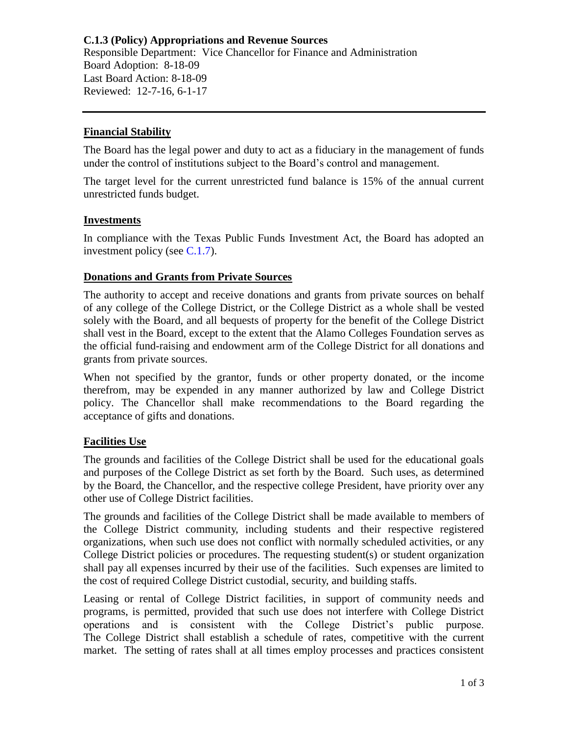**C.1.3 (Policy) Appropriations and Revenue Sources**

Responsible Department: Vice Chancellor for Finance and Administration
Board Adoption: 8-18-09
Last Board Action: 8-18-09
Reviewed: 12-7-16, 6-1-17

---

## Financial Stability

The Board has the legal power and duty to act as a fiduciary in the management of funds under the control of institutions subject to the Board's control and management.

The target level for the current unrestricted fund balance is 15% of the annual current unrestricted funds budget.

## Investments

In compliance with the Texas Public Funds Investment Act, the Board has adopted an investment policy (see C.1.7).

## Donations and Grants from Private Sources

The authority to accept and receive donations and grants from private sources on behalf of any college of the College District, or the College District as a whole shall be vested solely with the Board, and all bequests of property for the benefit of the College District shall vest in the Board, except to the extent that the Alamo Colleges Foundation serves as the official fund-raising and endowment arm of the College District for all donations and grants from private sources.

When not specified by the grantor, funds or other property donated, or the income therefrom, may be expended in any manner authorized by law and College District policy. The Chancellor shall make recommendations to the Board regarding the acceptance of gifts and donations.

## Facilities Use

The grounds and facilities of the College District shall be used for the educational goals and purposes of the College District as set forth by the Board. Such uses, as determined by the Board, the Chancellor, and the respective college President, have priority over any other use of College District facilities.

The grounds and facilities of the College District shall be made available to members of the College District community, including students and their respective registered organizations, when such use does not conflict with normally scheduled activities, or any College District policies or procedures. The requesting student(s) or student organization shall pay all expenses incurred by their use of the facilities. Such expenses are limited to the cost of required College District custodial, security, and building staffs.

Leasing or rental of College District facilities, in support of community needs and programs, is permitted, provided that such use does not interfere with College District operations and is consistent with the College District's public purpose. The College District shall establish a schedule of rates, competitive with the current market. The setting of rates shall at all times employ processes and practices consistent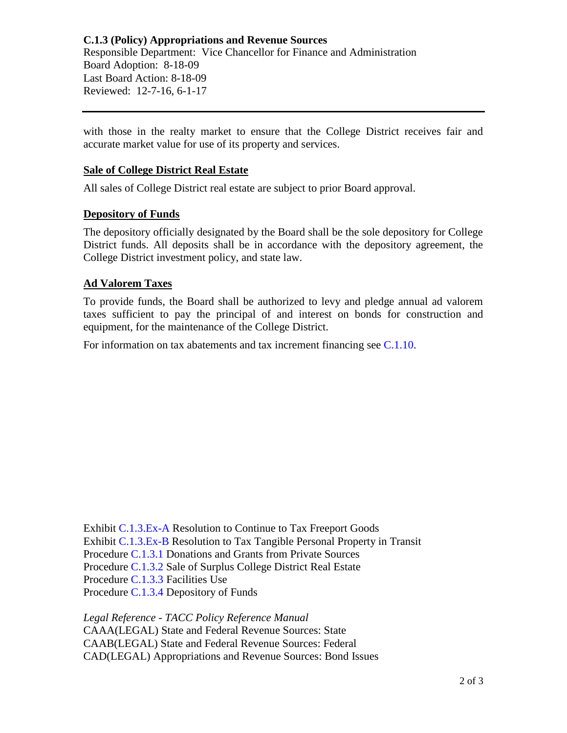with those in the realty market to ensure that the College District receives fair and accurate market value for use of its property and services.

### Sale of College District Real Estate

All sales of College District real estate are subject to prior Board approval.

### Depository of Funds

The depository officially designated by the Board shall be the sole depository for College District funds. All deposits shall be in accordance with the depository agreement, the College District investment policy, and state law.

### Ad Valorem Taxes

To provide funds, the Board shall be authorized to levy and pledge annual ad valorem taxes sufficient to pay the principal of and interest on bonds for construction and equipment, for the maintenance of the College District.

For information on tax abatements and tax increment financing see C.1.10.

Exhibit C.1.3.Ex-A Resolution to Continue to Tax Freeport Goods
Exhibit C.1.3.Ex-B Resolution to Tax Tangible Personal Property in Transit
Procedure C.1.3.1 Donations and Grants from Private Sources
Procedure C.1.3.2 Sale of Surplus College District Real Estate
Procedure C.1.3.3 Facilities Use
Procedure C.1.3.4 Depository of Funds

*Legal Reference - TACC Policy Reference Manual*
CAAA(LEGAL) State and Federal Revenue Sources: State
CAAB(LEGAL) State and Federal Revenue Sources: Federal
CAD(LEGAL) Appropriations and Revenue Sources: Bond Issues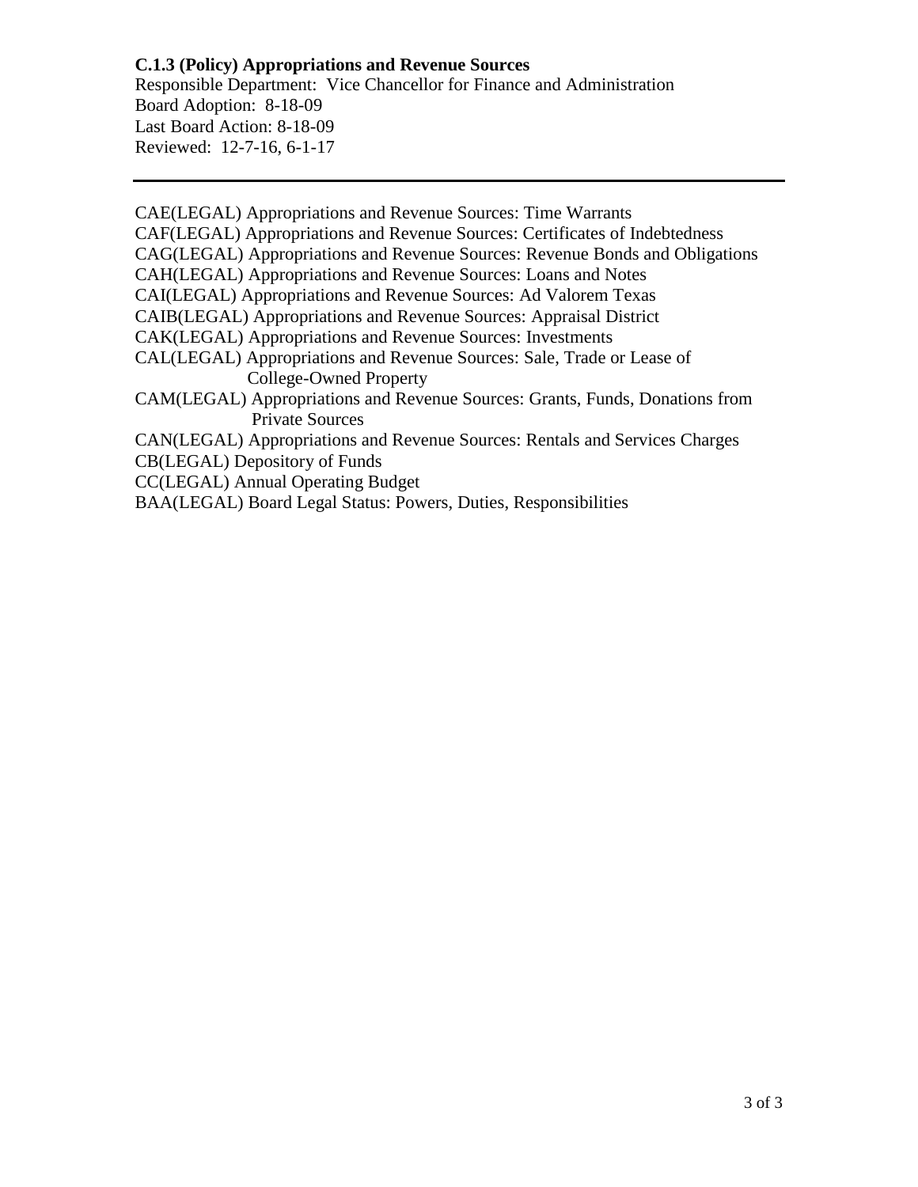**C.1.3 (Policy) Appropriations and Revenue Sources**
Responsible Department: Vice Chancellor for Finance and Administration
Board Adoption: 8-18-09
Last Board Action: 8-18-09
Reviewed: 12-7-16, 6-1-17

---

CAE(LEGAL) Appropriations and Revenue Sources: Time Warrants
CAF(LEGAL) Appropriations and Revenue Sources: Certificates of Indebtedness
CAG(LEGAL) Appropriations and Revenue Sources: Revenue Bonds and Obligations
CAH(LEGAL) Appropriations and Revenue Sources: Loans and Notes
CAI(LEGAL) Appropriations and Revenue Sources: Ad Valorem Texas
CAIB(LEGAL) Appropriations and Revenue Sources: Appraisal District
CAK(LEGAL) Appropriations and Revenue Sources: Investments
CAL(LEGAL) Appropriations and Revenue Sources: Sale, Trade or Lease of College-Owned Property
CAM(LEGAL) Appropriations and Revenue Sources: Grants, Funds, Donations from Private Sources
CAN(LEGAL) Appropriations and Revenue Sources: Rentals and Services Charges
CB(LEGAL) Depository of Funds
CC(LEGAL) Annual Operating Budget
BAA(LEGAL) Board Legal Status: Powers, Duties, Responsibilities